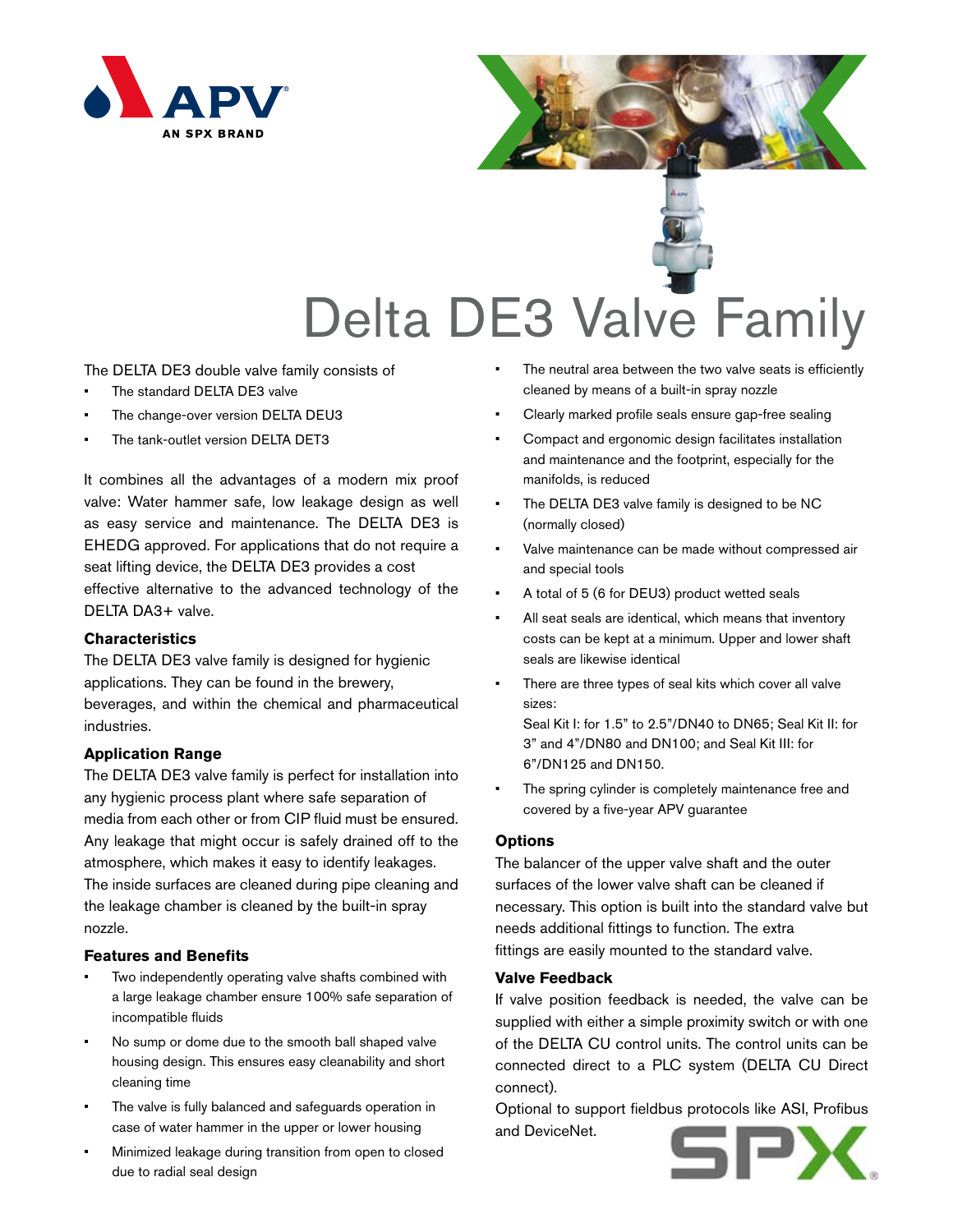# Delta DE3 Valve Family

The DELTA DE3 double valve family consists of

- The standard DELTA DE3 valve
- The change-over version DELTA DEU3
- The tank-outlet version DELTA DET3

It combines all the advantages of a modern mix proof valve: Water hammer safe, low leakage design as well as easy service and maintenance. The DELTA DE3 is EHEDG approved. For applications that do not require a seat lifting device, the DELTA DE3 provides a cost effective alternative to the advanced technology of the DELTA DA3+ valve.

### Characteristics

The DELTA DE3 valve family is designed for hygienic applications. They can be found in the brewery, beverages, and within the chemical and pharmaceutical industries.

### Application Range

The DELTA DE3 valve family is perfect for installation into any hygienic process plant where safe separation of media from each other or from CIP fluid must be ensured. Any leakage that might occur is safely drained off to the atmosphere, which makes it easy to identify leakages. The inside surfaces are cleaned during pipe cleaning and the leakage chamber is cleaned by the built-in spray nozzle.

### Features and Benefits

- Two independently operating valve shafts combined with a large leakage chamber ensure 100% safe separation of incompatible fluids
- No sump or dome due to the smooth ball shaped valve housing design. This ensures easy cleanability and short cleaning time
- The valve is fully balanced and safeguards operation in case of water hammer in the upper or lower housing
- Minimized leakage during transition from open to closed due to radial seal design
- The neutral area between the two valve seats is efficiently cleaned by means of a built-in spray nozzle
- Clearly marked profile seals ensure gap-free sealing
- Compact and ergonomic design facilitates installation and maintenance and the footprint, especially for the manifolds, is reduced
- The DELTA DE3 valve family is designed to be NC (normally closed)
- Valve maintenance can be made without compressed air and special tools
- A total of 5 (6 for DEU3) product wetted seals
- All seat seals are identical, which means that inventory costs can be kept at a minimum. Upper and lower shaft seals are likewise identical
- There are three types of seal kits which cover all valve sizes:
  Seal Kit I: for 1.5" to 2.5"/DN40 to DN65; Seal Kit II: for 3" and 4"/DN80 and DN100; and Seal Kit III: for 6"/DN125 and DN150.
- The spring cylinder is completely maintenance free and covered by a five-year APV guarantee

### Options

The balancer of the upper valve shaft and the outer surfaces of the lower valve shaft can be cleaned if necessary. This option is built into the standard valve but needs additional fittings to function. The extra fittings are easily mounted to the standard valve.

### Valve Feedback

If valve position feedback is needed, the valve can be supplied with either a simple proximity switch or with one of the DELTA CU control units. The control units can be connected direct to a PLC system (DELTA CU Direct connect).

Optional to support fieldbus protocols like ASI, Profibus and DeviceNet.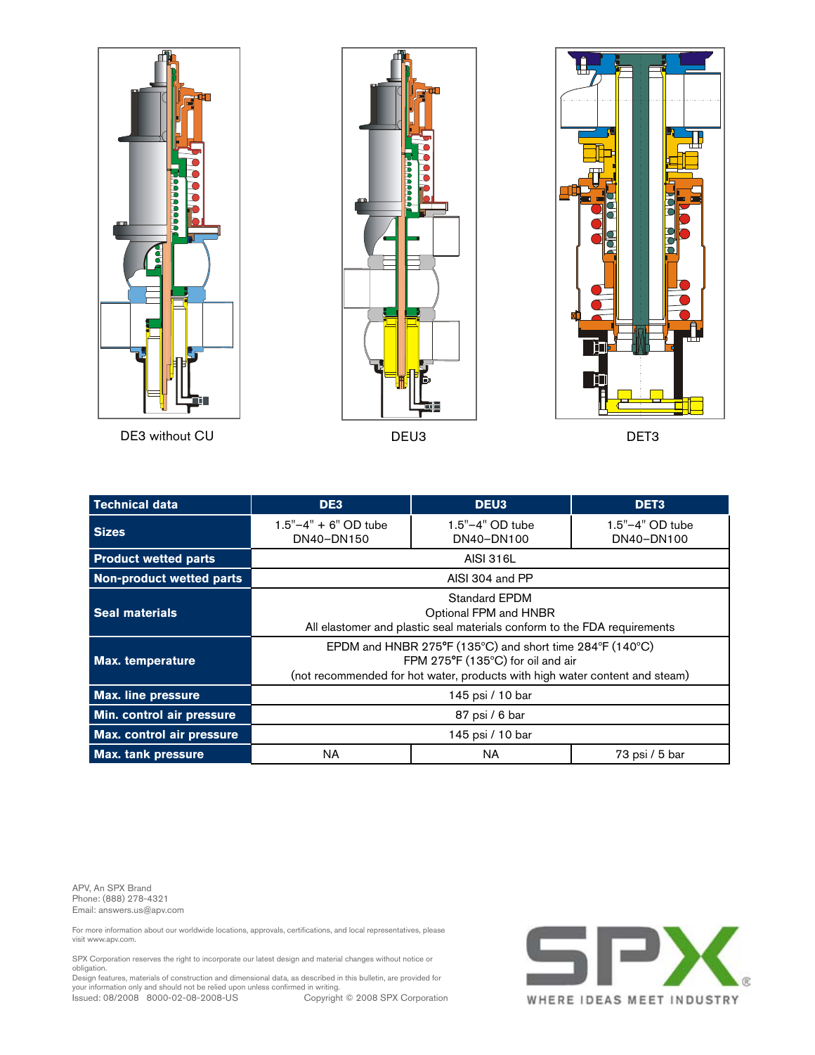DE3 without CU

DEU3

DET3

| Technical data | DE3 | DEU3 | DET3 |
| --- | --- | --- | --- |
| **Sizes** | 1.5"–4" + 6" OD tube<br>DN40–DN150 | 1.5"–4" OD tube<br>DN40–DN100 | 1.5"–4" OD tube<br>DN40–DN100 |
| **Product wetted parts** | AISI 316L | | |
| **Non-product wetted parts** | AISI 304 and PP | | |
| **Seal materials** | Standard EPDM<br>Optional FPM and HNBR<br>All elastomer and plastic seal materials conform to the FDA requirements | | |
| **Max. temperature** | EPDM and HNBR 275°F (135°C) and short time 284°F (140°C)<br>FPM 275°F (135°C) for oil and air<br>(not recommended for hot water, products with high water content and steam) | | |
| **Max. line pressure** | 145 psi / 10 bar | | |
| **Min. control air pressure** | 87 psi / 6 bar | | |
| **Max. control air pressure** | 145 psi / 10 bar | | |
| **Max. tank pressure** | NA | NA | 73 psi / 5 bar |

APV, An SPX Brand
Phone: (888) 278-4321
Email: answers.us@apv.com

For more information about our worldwide locations, approvals, certifications, and local representatives, please visit www.apv.com.

SPX Corporation reserves the right to incorporate our latest design and material changes without notice or obligation.
Design features, materials of construction and dimensional data, as described in this bulletin, are provided for your information only and should not be relied upon unless confirmed in writing.
Issued: 08/2008 8000-02-08-2008-US Copyright © 2008 SPX Corporation

SPX®
WHERE IDEAS MEET INDUSTRY